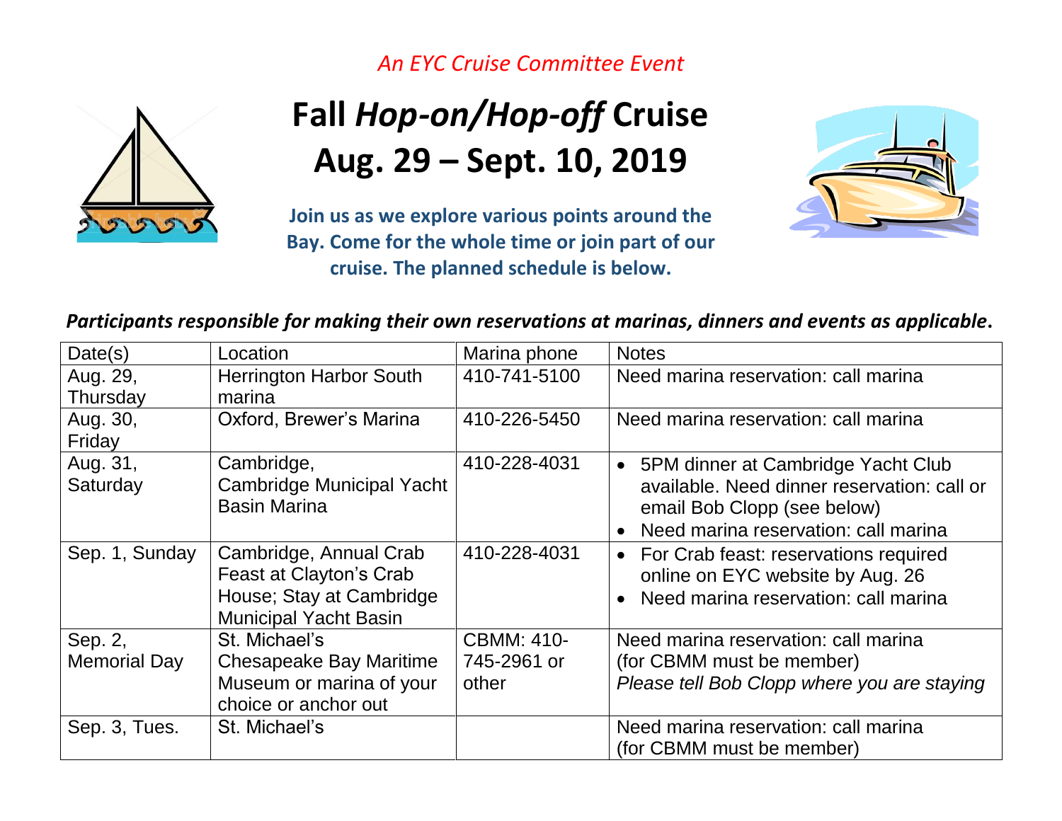*An EYC Cruise Committee Event*

# Fall *Hop-on/Hop-off* Cruise
# Aug. 29 – Sept. 10, 2019

**Join us as we explore various points around the Bay. Come for the whole time or join part of our cruise. The planned schedule is below.**

***Participants responsible for making their own reservations at marinas, dinners and events as applicable.***

| Date(s) | Location | Marina phone | Notes |
|---|---|---|---|
| Aug. 29, Thursday | Herrington Harbor South marina | 410-741-5100 | Need marina reservation: call marina |
| Aug. 30, Friday | Oxford, Brewer's Marina | 410-226-5450 | Need marina reservation: call marina |
| Aug. 31, Saturday | Cambridge, Cambridge Municipal Yacht Basin Marina | 410-228-4031 | • 5PM dinner at Cambridge Yacht Club available. Need dinner reservation: call or email Bob Clopp (see below)<br>• Need marina reservation: call marina |
| Sep. 1, Sunday | Cambridge, Annual Crab Feast at Clayton's Crab House; Stay at Cambridge Municipal Yacht Basin | 410-228-4031 | • For Crab feast: reservations required online on EYC website by Aug. 26<br>• Need marina reservation: call marina |
| Sep. 2, Memorial Day | St. Michael's Chesapeake Bay Maritime Museum or marina of your choice or anchor out | CBMM: 410-745-2961 or other | Need marina reservation: call marina (for CBMM must be member) *Please tell Bob Clopp where you are staying* |
| Sep. 3, Tues. | St. Michael's | | Need marina reservation: call marina (for CBMM must be member) |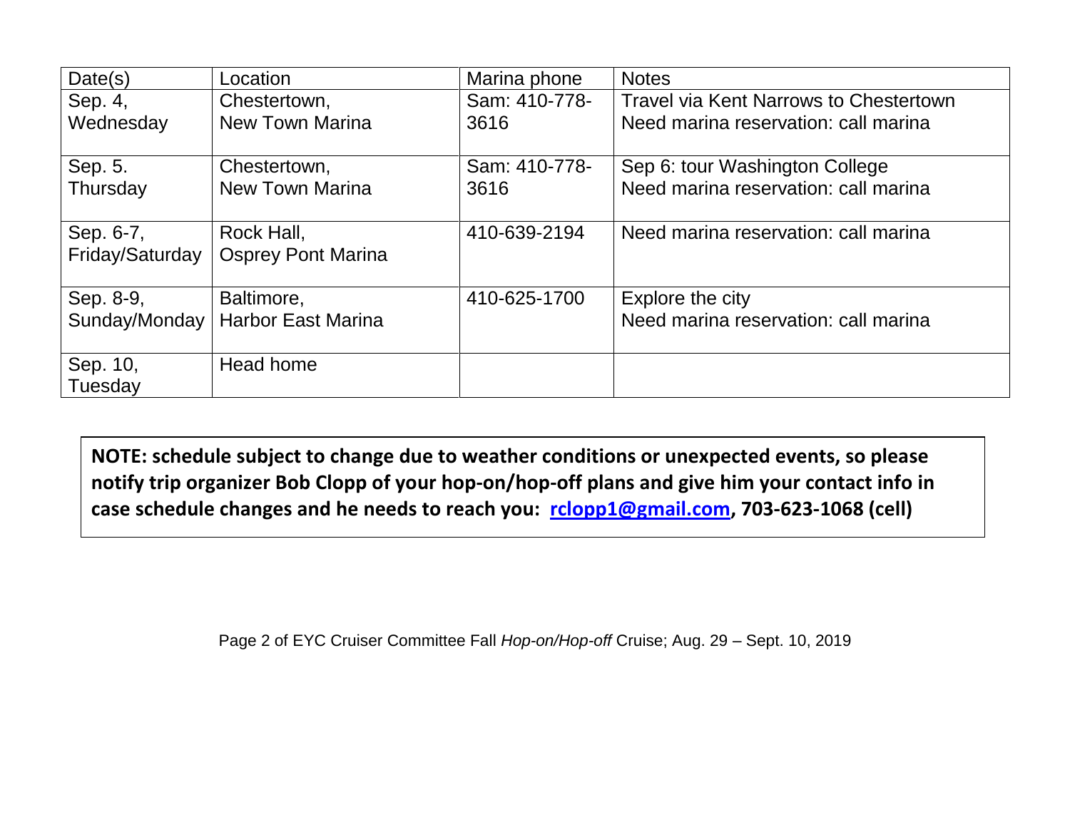| Date(s) | Location | Marina phone | Notes |
|---|---|---|---|
| Sep. 4, Wednesday | Chestertown, New Town Marina | Sam: 410-778-3616 | Travel via Kent Narrows to Chestertown Need marina reservation: call marina |
| Sep. 5. Thursday | Chestertown, New Town Marina | Sam: 410-778-3616 | Sep 6: tour Washington College Need marina reservation: call marina |
| Sep. 6-7, Friday/Saturday | Rock Hall, Osprey Pont Marina | 410-639-2194 | Need marina reservation: call marina |
| Sep. 8-9, Sunday/Monday | Baltimore, Harbor East Marina | 410-625-1700 | Explore the city Need marina reservation: call marina |
| Sep. 10, Tuesday | Head home | | |

**NOTE: schedule subject to change due to weather conditions or unexpected events, so please notify trip organizer Bob Clopp of your hop-on/hop-off plans and give him your contact info in case schedule changes and he needs to reach you: [rclopp1@gmail.com](mailto:rclopp1@gmail.com), 703-623-1068 (cell)**